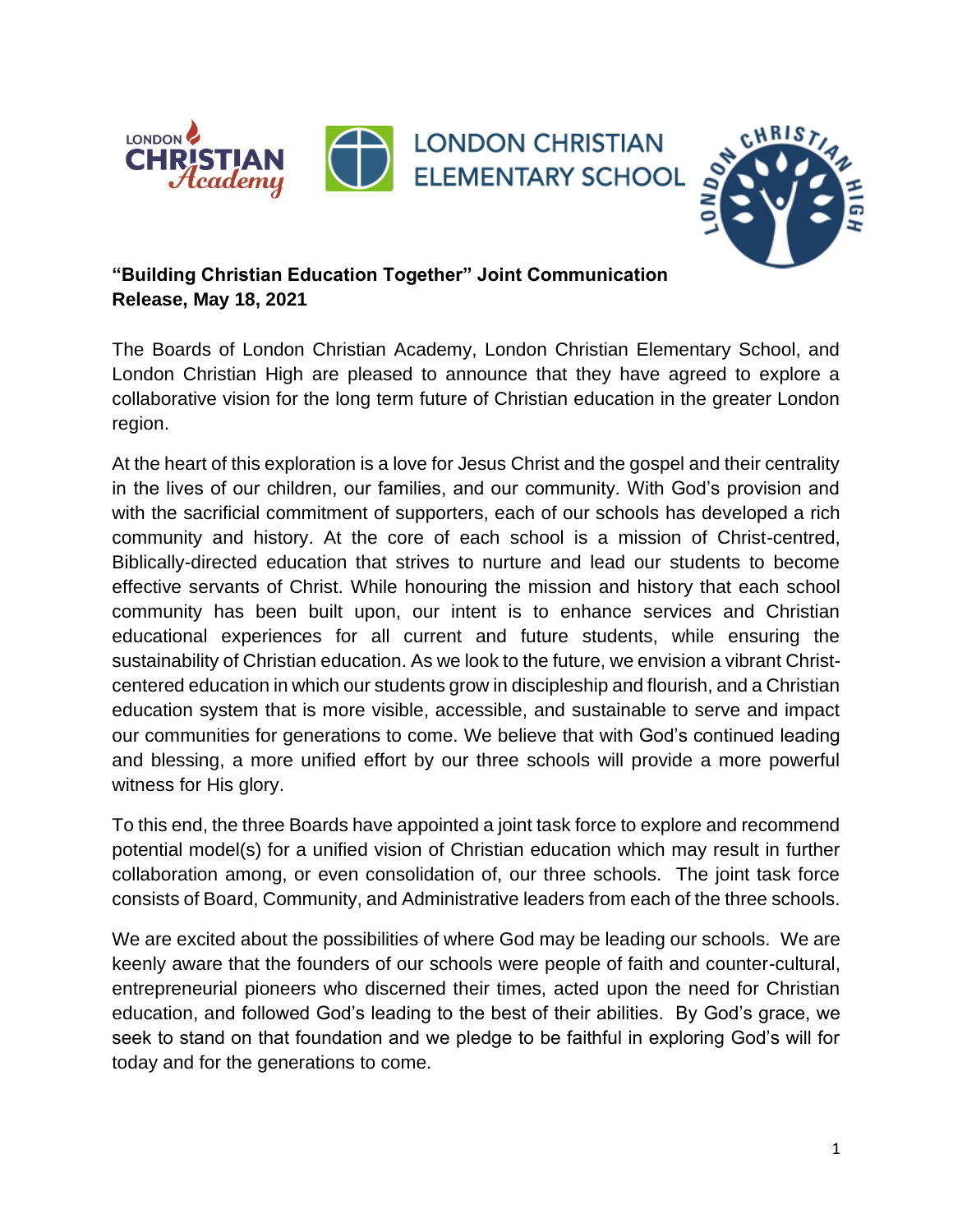**"Building Christian Education Together" Joint Communication Release, May 18, 2021**

The Boards of London Christian Academy, London Christian Elementary School, and London Christian High are pleased to announce that they have agreed to explore a collaborative vision for the long term future of Christian education in the greater London region.

At the heart of this exploration is a love for Jesus Christ and the gospel and their centrality in the lives of our children, our families, and our community. With God's provision and with the sacrificial commitment of supporters, each of our schools has developed a rich community and history. At the core of each school is a mission of Christ-centred, Biblically-directed education that strives to nurture and lead our students to become effective servants of Christ. While honouring the mission and history that each school community has been built upon, our intent is to enhance services and Christian educational experiences for all current and future students, while ensuring the sustainability of Christian education. As we look to the future, we envision a vibrant Christ-centered education in which our students grow in discipleship and flourish, and a Christian education system that is more visible, accessible, and sustainable to serve and impact our communities for generations to come. We believe that with God's continued leading and blessing, a more unified effort by our three schools will provide a more powerful witness for His glory.

To this end, the three Boards have appointed a joint task force to explore and recommend potential model(s) for a unified vision of Christian education which may result in further collaboration among, or even consolidation of, our three schools. The joint task force consists of Board, Community, and Administrative leaders from each of the three schools.

We are excited about the possibilities of where God may be leading our schools. We are keenly aware that the founders of our schools were people of faith and counter-cultural, entrepreneurial pioneers who discerned their times, acted upon the need for Christian education, and followed God's leading to the best of their abilities. By God's grace, we seek to stand on that foundation and we pledge to be faithful in exploring God's will for today and for the generations to come.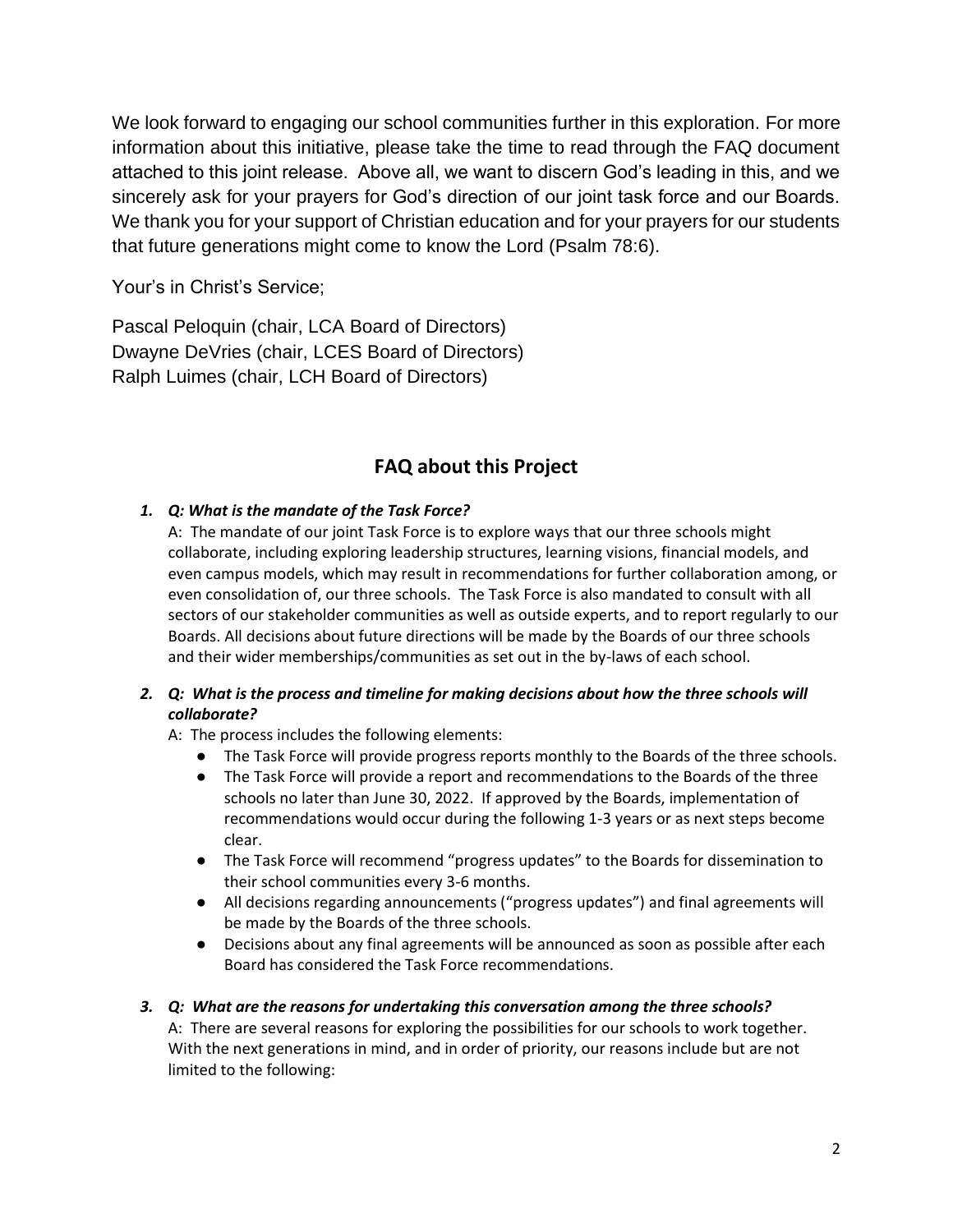We look forward to engaging our school communities further in this exploration. For more information about this initiative, please take the time to read through the FAQ document attached to this joint release. Above all, we want to discern God's leading in this, and we sincerely ask for your prayers for God's direction of our joint task force and our Boards. We thank you for your support of Christian education and for your prayers for our students that future generations might come to know the Lord (Psalm 78:6).

Your's in Christ's Service;

Pascal Peloquin (chair, LCA Board of Directors)
Dwayne DeVries (chair, LCES Board of Directors)
Ralph Luimes (chair, LCH Board of Directors)

## FAQ about this Project

1. ***Q: What is the mandate of the Task Force?***

   A: The mandate of our joint Task Force is to explore ways that our three schools might collaborate, including exploring leadership structures, learning visions, financial models, and even campus models, which may result in recommendations for further collaboration among, or even consolidation of, our three schools. The Task Force is also mandated to consult with all sectors of our stakeholder communities as well as outside experts, and to report regularly to our Boards. All decisions about future directions will be made by the Boards of our three schools and their wider memberships/communities as set out in the by-laws of each school.

2. ***Q: What is the process and timeline for making decisions about how the three schools will collaborate?***

   A: The process includes the following elements:

   - The Task Force will provide progress reports monthly to the Boards of the three schools.
   - The Task Force will provide a report and recommendations to the Boards of the three schools no later than June 30, 2022. If approved by the Boards, implementation of recommendations would occur during the following 1-3 years or as next steps become clear.
   - The Task Force will recommend "progress updates" to the Boards for dissemination to their school communities every 3-6 months.
   - All decisions regarding announcements ("progress updates") and final agreements will be made by the Boards of the three schools.
   - Decisions about any final agreements will be announced as soon as possible after each Board has considered the Task Force recommendations.

3. ***Q: What are the reasons for undertaking this conversation among the three schools?***

   A: There are several reasons for exploring the possibilities for our schools to work together. With the next generations in mind, and in order of priority, our reasons include but are not limited to the following: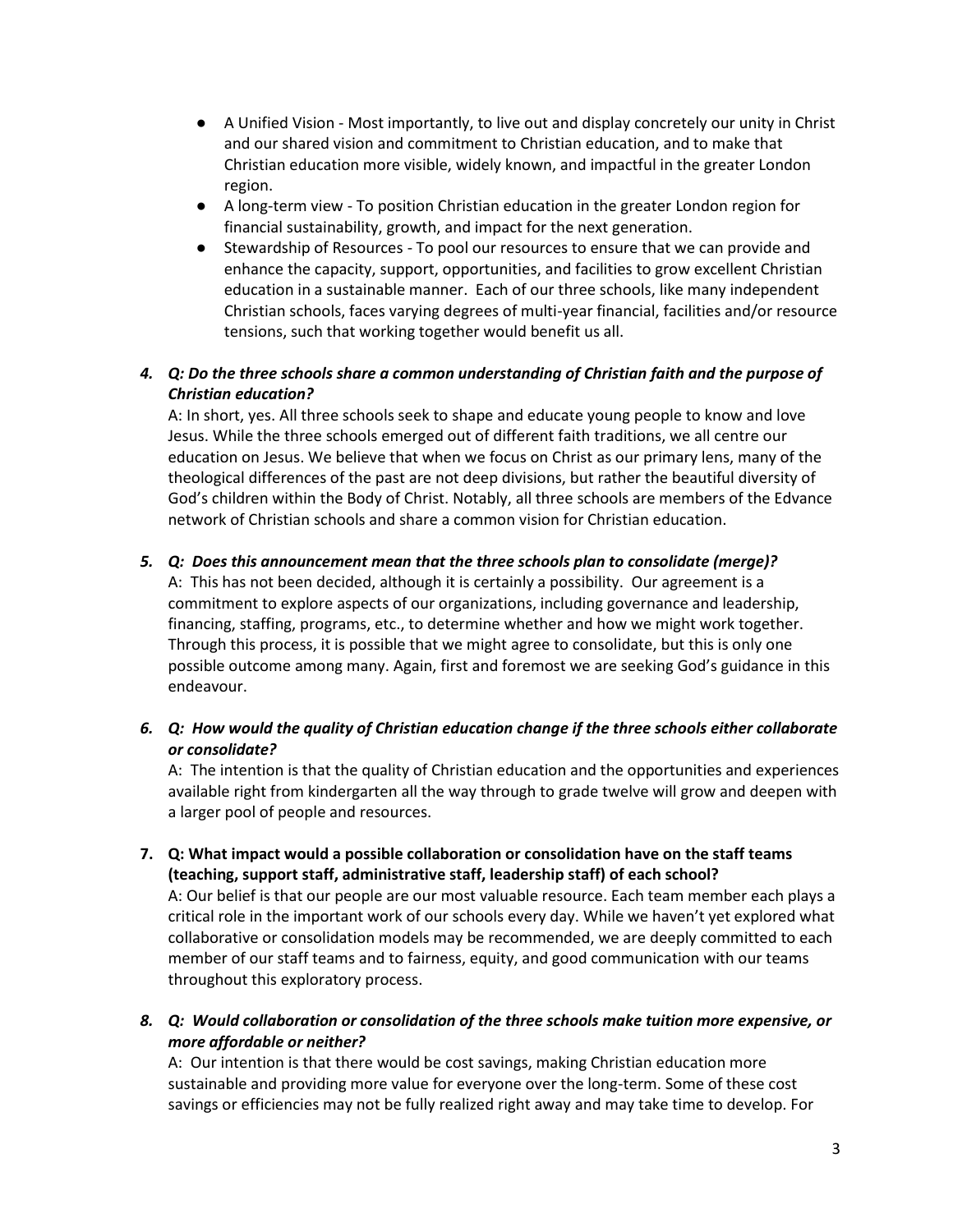- A Unified Vision - Most importantly, to live out and display concretely our unity in Christ and our shared vision and commitment to Christian education, and to make that Christian education more visible, widely known, and impactful in the greater London region.
- A long-term view - To position Christian education in the greater London region for financial sustainability, growth, and impact for the next generation.
- Stewardship of Resources - To pool our resources to ensure that we can provide and enhance the capacity, support, opportunities, and facilities to grow excellent Christian education in a sustainable manner. Each of our three schools, like many independent Christian schools, faces varying degrees of multi-year financial, facilities and/or resource tensions, such that working together would benefit us all.

4. ***Q: Do the three schools share a common understanding of Christian faith and the purpose of Christian education?***

   A: In short, yes. All three schools seek to shape and educate young people to know and love Jesus. While the three schools emerged out of different faith traditions, we all centre our education on Jesus. We believe that when we focus on Christ as our primary lens, many of the theological differences of the past are not deep divisions, but rather the beautiful diversity of God's children within the Body of Christ. Notably, all three schools are members of the Edvance network of Christian schools and share a common vision for Christian education.

5. ***Q: Does this announcement mean that the three schools plan to consolidate (merge)?***

   A: This has not been decided, although it is certainly a possibility. Our agreement is a commitment to explore aspects of our organizations, including governance and leadership, financing, staffing, programs, etc., to determine whether and how we might work together. Through this process, it is possible that we might agree to consolidate, but this is only one possible outcome among many. Again, first and foremost we are seeking God's guidance in this endeavour.

6. ***Q: How would the quality of Christian education change if the three schools either collaborate or consolidate?***

   A: The intention is that the quality of Christian education and the opportunities and experiences available right from kindergarten all the way through to grade twelve will grow and deepen with a larger pool of people and resources.

7. **Q: What impact would a possible collaboration or consolidation have on the staff teams (teaching, support staff, administrative staff, leadership staff) of each school?**

   A: Our belief is that our people are our most valuable resource. Each team member each plays a critical role in the important work of our schools every day. While we haven't yet explored what collaborative or consolidation models may be recommended, we are deeply committed to each member of our staff teams and to fairness, equity, and good communication with our teams throughout this exploratory process.

8. ***Q: Would collaboration or consolidation of the three schools make tuition more expensive, or more affordable or neither?***

   A: Our intention is that there would be cost savings, making Christian education more sustainable and providing more value for everyone over the long-term. Some of these cost savings or efficiencies may not be fully realized right away and may take time to develop. For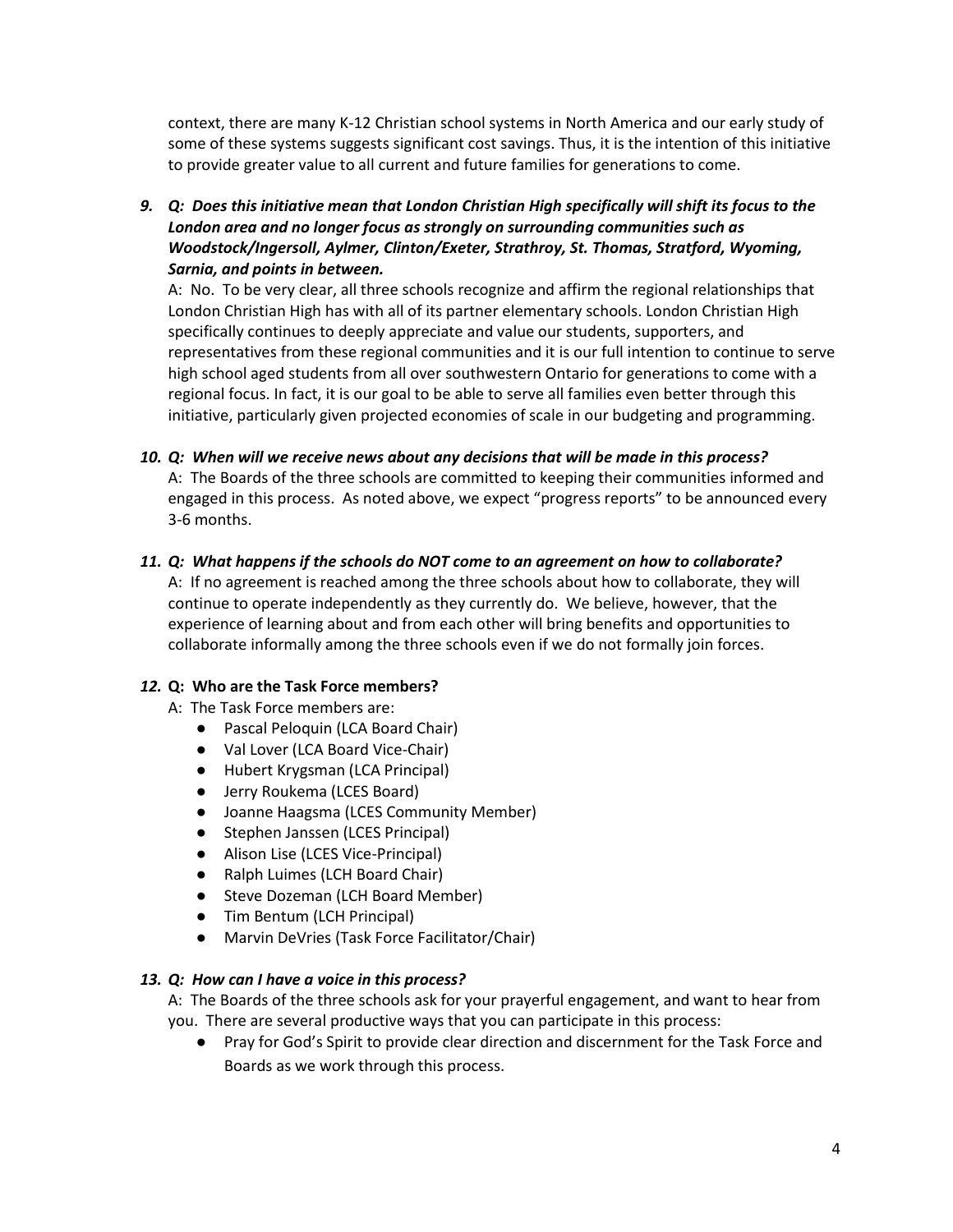context, there are many K-12 Christian school systems in North America and our early study of some of these systems suggests significant cost savings. Thus, it is the intention of this initiative to provide greater value to all current and future families for generations to come.

9. ***Q: Does this initiative mean that London Christian High specifically will shift its focus to the London area and no longer focus as strongly on surrounding communities such as Woodstock/Ingersoll, Aylmer, Clinton/Exeter, Strathroy, St. Thomas, Stratford, Wyoming, Sarnia, and points in between.***

   A: No. To be very clear, all three schools recognize and affirm the regional relationships that London Christian High has with all of its partner elementary schools. London Christian High specifically continues to deeply appreciate and value our students, supporters, and representatives from these regional communities and it is our full intention to continue to serve high school aged students from all over southwestern Ontario for generations to come with a regional focus. In fact, it is our goal to be able to serve all families even better through this initiative, particularly given projected economies of scale in our budgeting and programming.

10. ***Q: When will we receive news about any decisions that will be made in this process?***

    A: The Boards of the three schools are committed to keeping their communities informed and engaged in this process. As noted above, we expect "progress reports" to be announced every 3-6 months.

11. ***Q: What happens if the schools do NOT come to an agreement on how to collaborate?***

    A: If no agreement is reached among the three schools about how to collaborate, they will continue to operate independently as they currently do. We believe, however, that the experience of learning about and from each other will bring benefits and opportunities to collaborate informally among the three schools even if we do not formally join forces.

12. **Q: Who are the Task Force members?**

    A: The Task Force members are:
    - Pascal Peloquin (LCA Board Chair)
    - Val Lover (LCA Board Vice-Chair)
    - Hubert Krygsman (LCA Principal)
    - Jerry Roukema (LCES Board)
    - Joanne Haagsma (LCES Community Member)
    - Stephen Janssen (LCES Principal)
    - Alison Lise (LCES Vice-Principal)
    - Ralph Luimes (LCH Board Chair)
    - Steve Dozeman (LCH Board Member)
    - Tim Bentum (LCH Principal)
    - Marvin DeVries (Task Force Facilitator/Chair)

13. ***Q: How can I have a voice in this process?***

    A: The Boards of the three schools ask for your prayerful engagement, and want to hear from you. There are several productive ways that you can participate in this process:
    - Pray for God's Spirit to provide clear direction and discernment for the Task Force and Boards as we work through this process.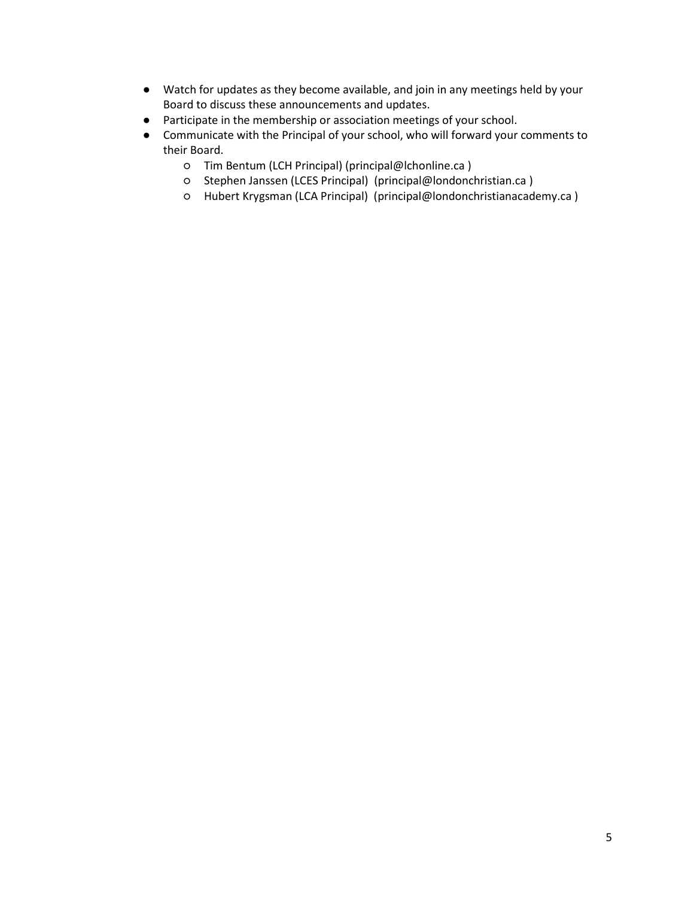- Watch for updates as they become available, and join in any meetings held by your Board to discuss these announcements and updates.
- Participate in the membership or association meetings of your school.
- Communicate with the Principal of your school, who will forward your comments to their Board.
    - Tim Bentum (LCH Principal) (principal@lchonline.ca )
    - Stephen Janssen (LCES Principal) (principal@londonchristian.ca )
    - Hubert Krygsman (LCA Principal) (principal@londonchristianacademy.ca )